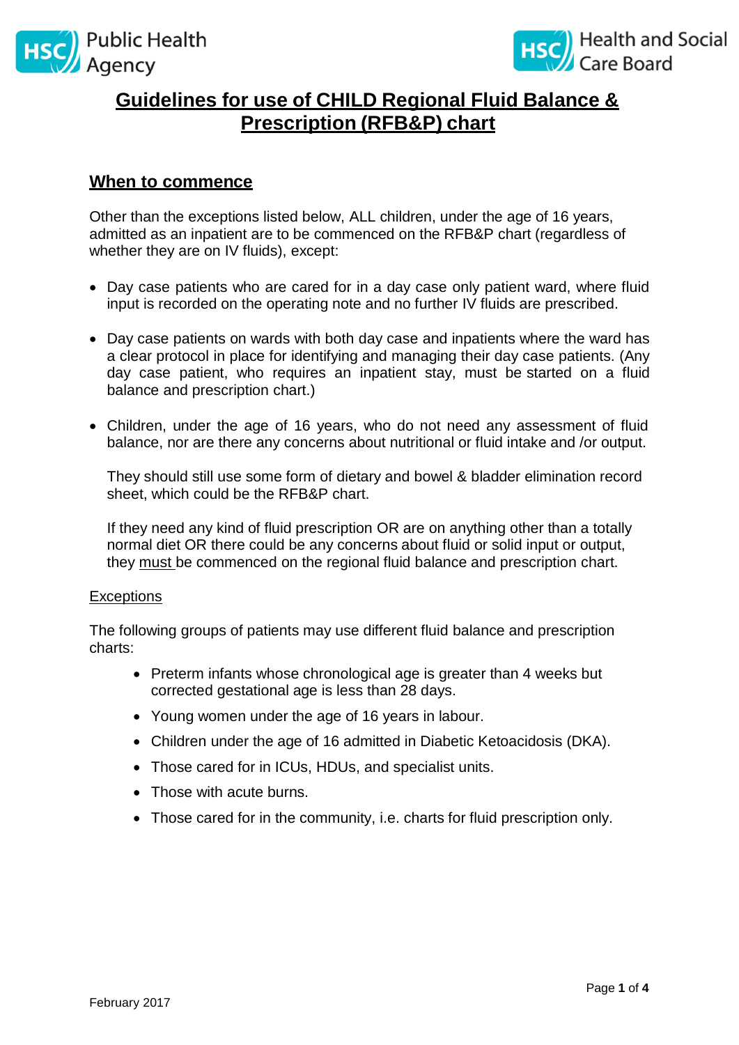# Guidelines for use of CHILD Regional Fluid Balance & Prescription (RFB&P) chart

## When to commence

Other than the exceptions listed below, ALL children, under the age of 16 years, admitted as an inpatient are to be commenced on the RFB&P chart (regardless of whether they are on IV fluids), except:

- Day case patients who are cared for in a day case only patient ward, where fluid input is recorded on the operating note and no further IV fluids are prescribed.
- Day case patients on wards with both day case and inpatients where the ward has a clear protocol in place for identifying and managing their day case patients. (Any day case patient, who requires an inpatient stay, must be started on a fluid balance and prescription chart.)
- Children, under the age of 16 years, who do not need any assessment of fluid balance, nor are there any concerns about nutritional or fluid intake and /or output.

  They should still use some form of dietary and bowel & bladder elimination record sheet, which could be the RFB&P chart.

  If they need any kind of fluid prescription OR are on anything other than a totally normal diet OR there could be any concerns about fluid or solid input or output, they must be commenced on the regional fluid balance and prescription chart.

Exceptions

The following groups of patients may use different fluid balance and prescription charts:

- Preterm infants whose chronological age is greater than 4 weeks but corrected gestational age is less than 28 days.
- Young women under the age of 16 years in labour.
- Children under the age of 16 admitted in Diabetic Ketoacidosis (DKA).
- Those cared for in ICUs, HDUs, and specialist units.
- Those with acute burns.
- Those cared for in the community, i.e. charts for fluid prescription only.

February 2017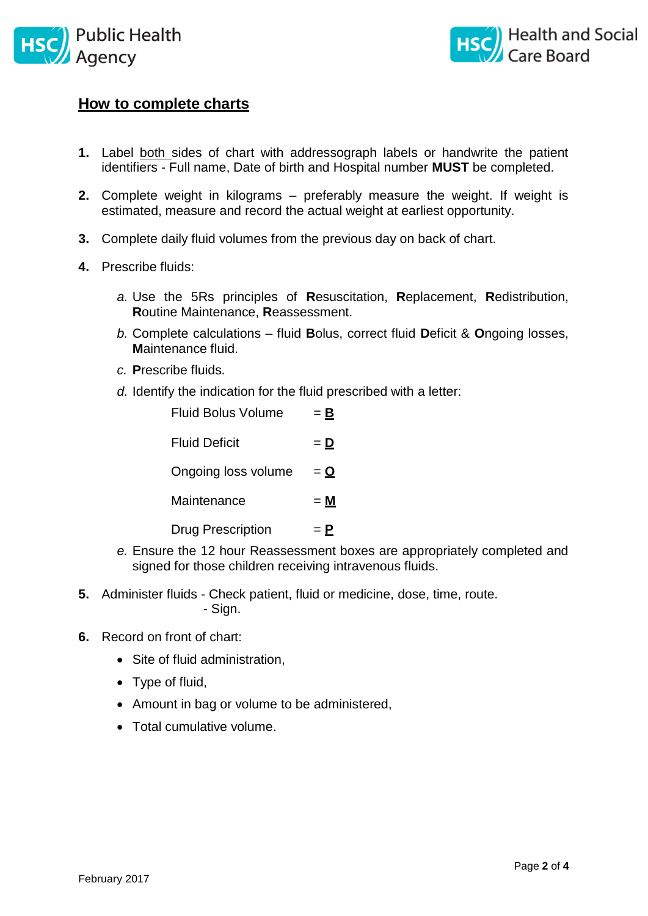## How to complete charts

1. Label both sides of chart with addressograph labels or handwrite the patient identifiers - Full name, Date of birth and Hospital number **MUST** be completed.

2. Complete weight in kilograms – preferably measure the weight. If weight is estimated, measure and record the actual weight at earliest opportunity.

3. Complete daily fluid volumes from the previous day on back of chart.

4. Prescribe fluids:

   a. Use the 5Rs principles of **R**esuscitation, **R**eplacement, **R**edistribution, **R**outine Maintenance, **R**eassessment.

   b. Complete calculations – fluid **B**olus, correct fluid **D**eficit & **O**ngoing losses, **M**aintenance fluid.

   c. **P**rescribe fluids.

   d. Identify the indication for the fluid prescribed with a letter:

      Fluid Bolus Volume = **B**

      Fluid Deficit = **D**

      Ongoing loss volume = **O**

      Maintenance = **M**

      Drug Prescription = **P**

   e. Ensure the 12 hour Reassessment boxes are appropriately completed and signed for those children receiving intravenous fluids.

5. Administer fluids - Check patient, fluid or medicine, dose, time, route.
   - Sign.

6. Record on front of chart:

   - Site of fluid administration,
   - Type of fluid,
   - Amount in bag or volume to be administered,
   - Total cumulative volume.

February 2017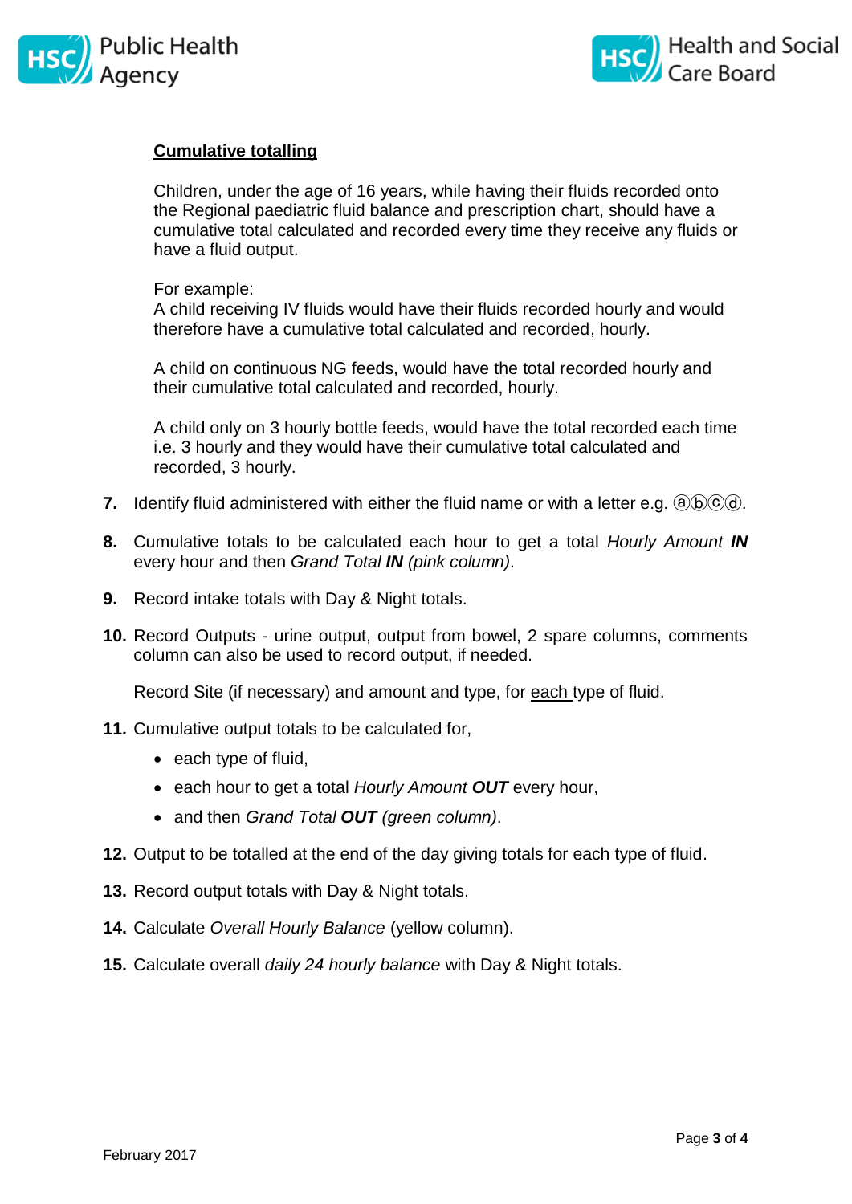**<u>Cumulative totalling</u>**

Children, under the age of 16 years, while having their fluids recorded onto the Regional paediatric fluid balance and prescription chart, should have a cumulative total calculated and recorded every time they receive any fluids or have a fluid output.

For example:
A child receiving IV fluids would have their fluids recorded hourly and would therefore have a cumulative total calculated and recorded, hourly.

A child on continuous NG feeds, would have the total recorded hourly and their cumulative total calculated and recorded, hourly.

A child only on 3 hourly bottle feeds, would have the total recorded each time i.e. 3 hourly and they would have their cumulative total calculated and recorded, 3 hourly.

7. Identify fluid administered with either the fluid name or with a letter e.g. ⓐⓑⓒⓓ.

8. Cumulative totals to be calculated each hour to get a total *Hourly Amount **IN*** every hour and then *Grand Total **IN** (pink column)*.

9. Record intake totals with Day & Night totals.

10. Record Outputs - urine output, output from bowel, 2 spare columns, comments column can also be used to record output, if needed.

    Record Site (if necessary) and amount and type, for <u>each</u> type of fluid.

11. Cumulative output totals to be calculated for,

    - each type of fluid,
    - each hour to get a total *Hourly Amount **OUT*** every hour,
    - and then *Grand Total **OUT** (green column)*.

12. Output to be totalled at the end of the day giving totals for each type of fluid.

13. Record output totals with Day & Night totals.

14. Calculate *Overall Hourly Balance* (yellow column).

15. Calculate overall *daily 24 hourly balance* with Day & Night totals.

February 2017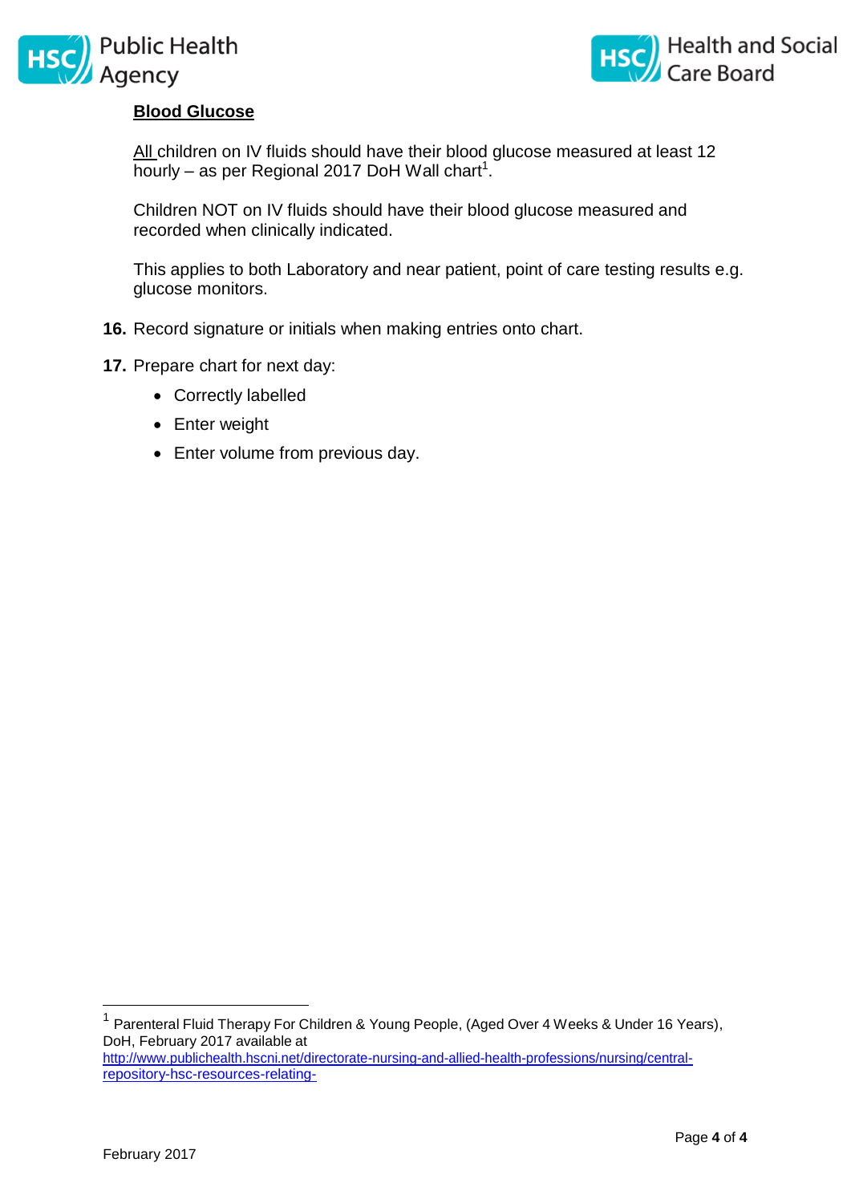**Blood Glucose**

All children on IV fluids should have their blood glucose measured at least 12 hourly – as per Regional 2017 DoH Wall chart[1].

Children NOT on IV fluids should have their blood glucose measured and recorded when clinically indicated.

This applies to both Laboratory and near patient, point of care testing results e.g. glucose monitors.

**16.** Record signature or initials when making entries onto chart.

**17.** Prepare chart for next day:

- Correctly labelled
- Enter weight
- Enter volume from previous day.

---

[1] Parenteral Fluid Therapy For Children & Young People, (Aged Over 4 Weeks & Under 16 Years), DoH, February 2017 available at http://www.publichealth.hscni.net/directorate-nursing-and-allied-health-professions/nursing/central-repository-hsc-resources-relating-

February 2017